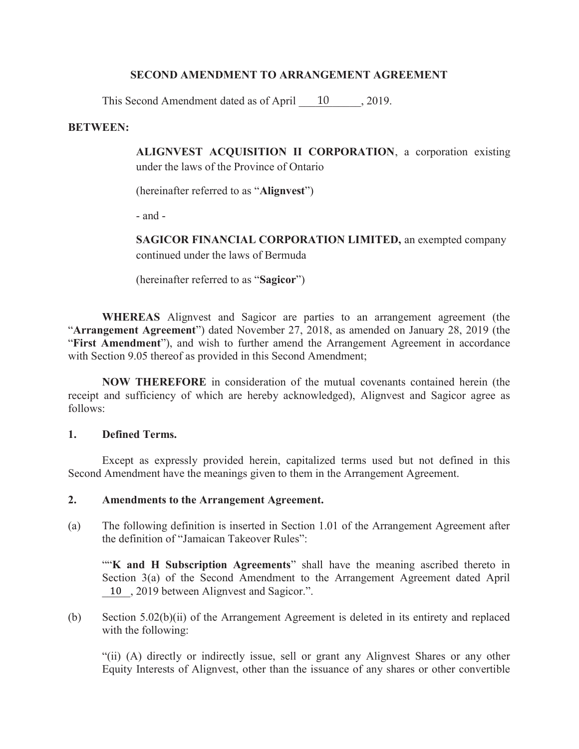**SECOND AMENDMENT TO ARRANGEMENT AGREEMENT**

This Second Amendment dated as of April 10, 2019.

**BETWEEN:**

> **ALIGNVEST ACQUISITION II CORPORATION**, a corporation existing under the laws of the Province of Ontario
>
> (hereinafter referred to as "**Alignvest**")
>
> - and -
>
> **SAGICOR FINANCIAL CORPORATION LIMITED,** an exempted company continued under the laws of Bermuda
>
> (hereinafter referred to as "**Sagicor**")

**WHEREAS** Alignvest and Sagicor are parties to an arrangement agreement (the "**Arrangement Agreement**") dated November 27, 2018, as amended on January 28, 2019 (the "**First Amendment**"), and wish to further amend the Arrangement Agreement in accordance with Section 9.05 thereof as provided in this Second Amendment;

**NOW THEREFORE** in consideration of the mutual covenants contained herein (the receipt and sufficiency of which are hereby acknowledged), Alignvest and Sagicor agree as follows:

**1. Defined Terms.**

Except as expressly provided herein, capitalized terms used but not defined in this Second Amendment have the meanings given to them in the Arrangement Agreement.

**2. Amendments to the Arrangement Agreement.**

(a) The following definition is inserted in Section 1.01 of the Arrangement Agreement after the definition of "Jamaican Takeover Rules":

> ""**K and H Subscription Agreements**" shall have the meaning ascribed thereto in Section 3(a) of the Second Amendment to the Arrangement Agreement dated April 10, 2019 between Alignvest and Sagicor.".

(b) Section 5.02(b)(ii) of the Arrangement Agreement is deleted in its entirety and replaced with the following:

> "(ii) (A) directly or indirectly issue, sell or grant any Alignvest Shares or any other Equity Interests of Alignvest, other than the issuance of any shares or other convertible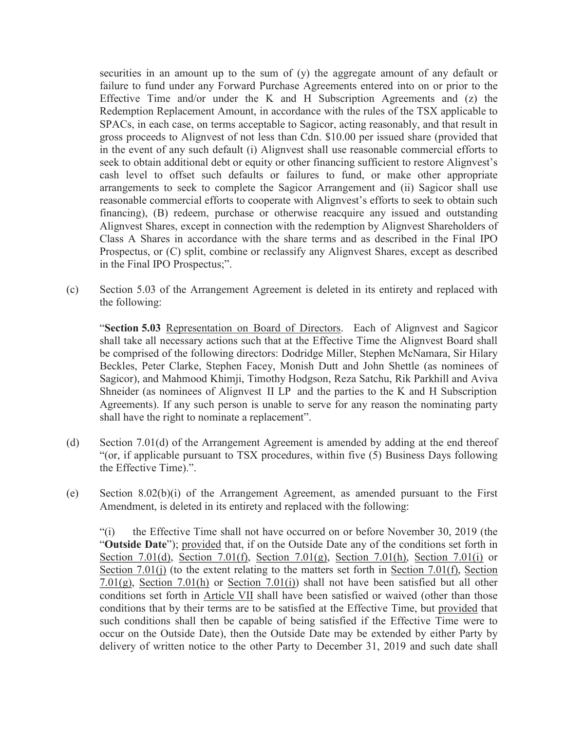securities in an amount up to the sum of (y) the aggregate amount of any default or failure to fund under any Forward Purchase Agreements entered into on or prior to the Effective Time and/or under the K and H Subscription Agreements and (z) the Redemption Replacement Amount, in accordance with the rules of the TSX applicable to SPACs, in each case, on terms acceptable to Sagicor, acting reasonably, and that result in gross proceeds to Alignvest of not less than Cdn. $10.00 per issued share (provided that in the event of any such default (i) Alignvest shall use reasonable commercial efforts to seek to obtain additional debt or equity or other financing sufficient to restore Alignvest's cash level to offset such defaults or failures to fund, or make other appropriate arrangements to seek to complete the Sagicor Arrangement and (ii) Sagicor shall use reasonable commercial efforts to cooperate with Alignvest's efforts to seek to obtain such financing), (B) redeem, purchase or otherwise reacquire any issued and outstanding Alignvest Shares, except in connection with the redemption by Alignvest Shareholders of Class A Shares in accordance with the share terms and as described in the Final IPO Prospectus, or (C) split, combine or reclassify any Alignvest Shares, except as described in the Final IPO Prospectus;".

(c) Section 5.03 of the Arrangement Agreement is deleted in its entirety and replaced with the following:

"**Section 5.03** Representation on Board of Directors. Each of Alignvest and Sagicor shall take all necessary actions such that at the Effective Time the Alignvest Board shall be comprised of the following directors: Dodridge Miller, Stephen McNamara, Sir Hilary Beckles, Peter Clarke, Stephen Facey, Monish Dutt and John Shettle (as nominees of Sagicor), and Mahmood Khimji, Timothy Hodgson, Reza Satchu, Rik Parkhill and Aviva Shneider (as nominees of Alignvest II LP and the parties to the K and H Subscription Agreements). If any such person is unable to serve for any reason the nominating party shall have the right to nominate a replacement".

(d) Section 7.01(d) of the Arrangement Agreement is amended by adding at the end thereof "(or, if applicable pursuant to TSX procedures, within five (5) Business Days following the Effective Time).".

(e) Section 8.02(b)(i) of the Arrangement Agreement, as amended pursuant to the First Amendment, is deleted in its entirety and replaced with the following:

"(i) the Effective Time shall not have occurred on or before November 30, 2019 (the "**Outside Date**"); provided that, if on the Outside Date any of the conditions set forth in Section 7.01(d), Section 7.01(f), Section 7.01(g), Section 7.01(h), Section 7.01(i) or Section 7.01(j) (to the extent relating to the matters set forth in Section 7.01(f), Section 7.01(g), Section 7.01(h) or Section 7.01(i)) shall not have been satisfied but all other conditions set forth in Article VII shall have been satisfied or waived (other than those conditions that by their terms are to be satisfied at the Effective Time, but provided that such conditions shall then be capable of being satisfied if the Effective Time were to occur on the Outside Date), then the Outside Date may be extended by either Party by delivery of written notice to the other Party to December 31, 2019 and such date shall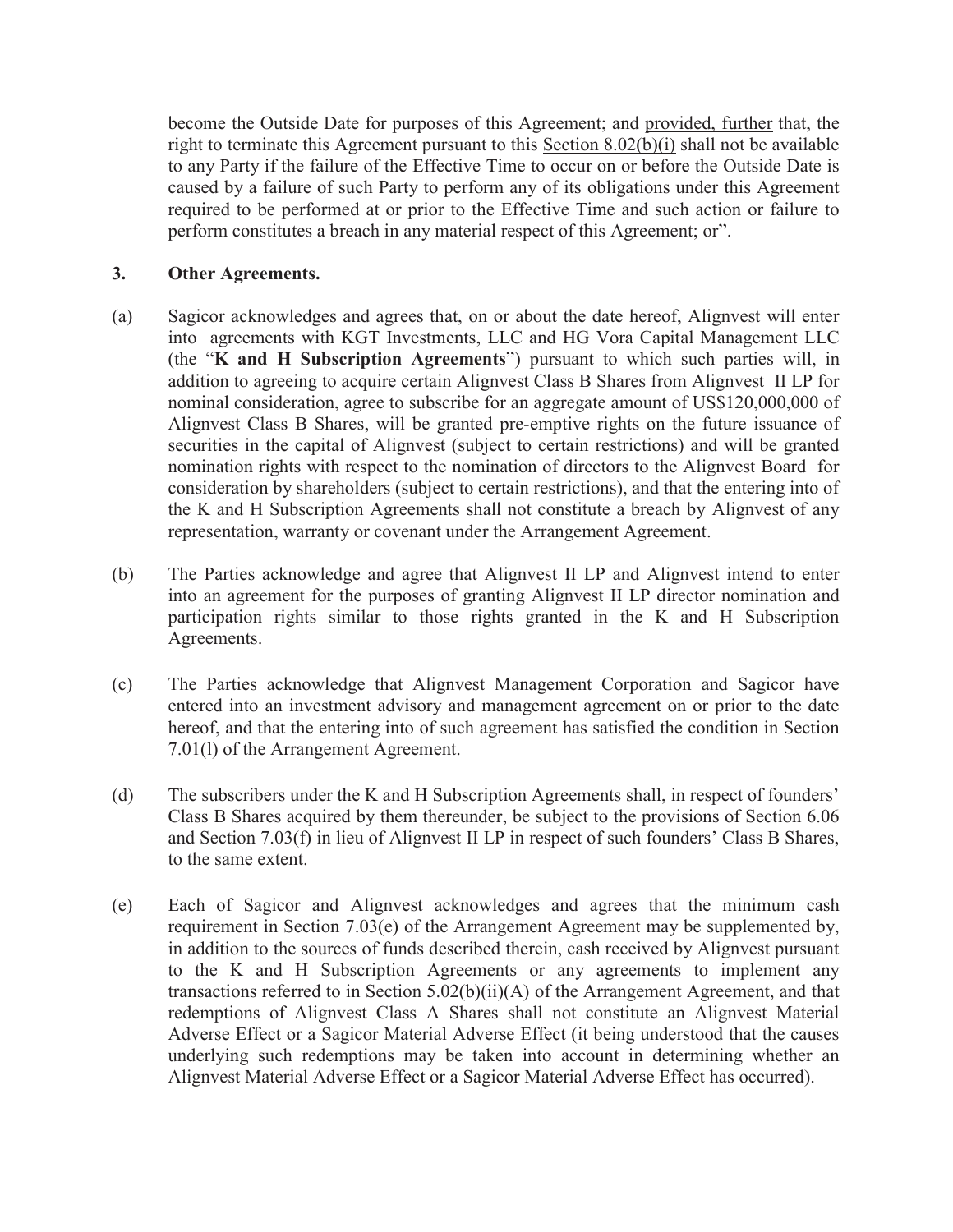become the Outside Date for purposes of this Agreement; and provided, further that, the right to terminate this Agreement pursuant to this Section 8.02(b)(i) shall not be available to any Party if the failure of the Effective Time to occur on or before the Outside Date is caused by a failure of such Party to perform any of its obligations under this Agreement required to be performed at or prior to the Effective Time and such action or failure to perform constitutes a breach in any material respect of this Agreement; or".

**3. Other Agreements.**

(a) Sagicor acknowledges and agrees that, on or about the date hereof, Alignvest will enter into agreements with KGT Investments, LLC and HG Vora Capital Management LLC (the "**K and H Subscription Agreements**") pursuant to which such parties will, in addition to agreeing to acquire certain Alignvest Class B Shares from Alignvest II LP for nominal consideration, agree to subscribe for an aggregate amount of US$120,000,000 of Alignvest Class B Shares, will be granted pre-emptive rights on the future issuance of securities in the capital of Alignvest (subject to certain restrictions) and will be granted nomination rights with respect to the nomination of directors to the Alignvest Board for consideration by shareholders (subject to certain restrictions), and that the entering into of the K and H Subscription Agreements shall not constitute a breach by Alignvest of any representation, warranty or covenant under the Arrangement Agreement.

(b) The Parties acknowledge and agree that Alignvest II LP and Alignvest intend to enter into an agreement for the purposes of granting Alignvest II LP director nomination and participation rights similar to those rights granted in the K and H Subscription Agreements.

(c) The Parties acknowledge that Alignvest Management Corporation and Sagicor have entered into an investment advisory and management agreement on or prior to the date hereof, and that the entering into of such agreement has satisfied the condition in Section 7.01(l) of the Arrangement Agreement.

(d) The subscribers under the K and H Subscription Agreements shall, in respect of founders' Class B Shares acquired by them thereunder, be subject to the provisions of Section 6.06 and Section 7.03(f) in lieu of Alignvest II LP in respect of such founders' Class B Shares, to the same extent.

(e) Each of Sagicor and Alignvest acknowledges and agrees that the minimum cash requirement in Section 7.03(e) of the Arrangement Agreement may be supplemented by, in addition to the sources of funds described therein, cash received by Alignvest pursuant to the K and H Subscription Agreements or any agreements to implement any transactions referred to in Section 5.02(b)(ii)(A) of the Arrangement Agreement, and that redemptions of Alignvest Class A Shares shall not constitute an Alignvest Material Adverse Effect or a Sagicor Material Adverse Effect (it being understood that the causes underlying such redemptions may be taken into account in determining whether an Alignvest Material Adverse Effect or a Sagicor Material Adverse Effect has occurred).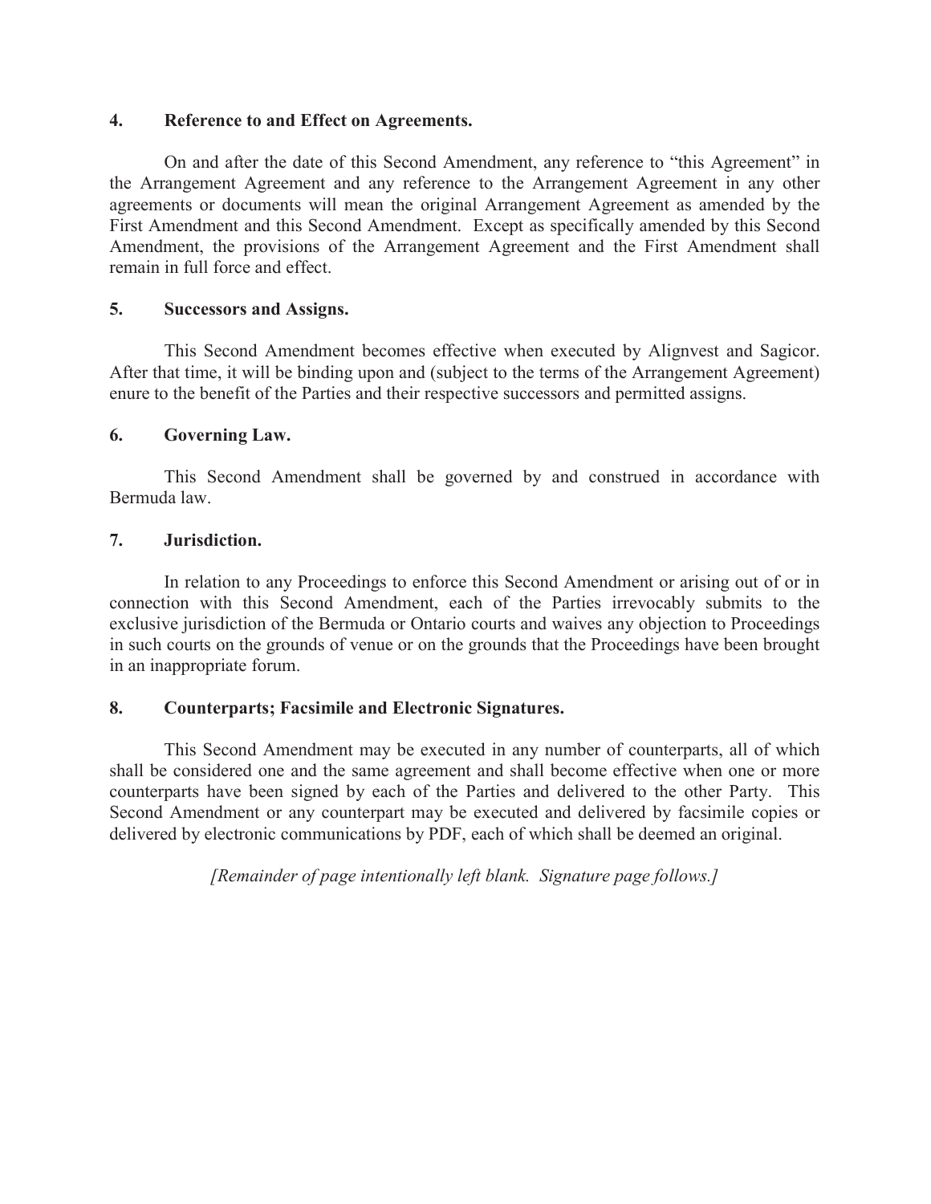### 4. Reference to and Effect on Agreements.

On and after the date of this Second Amendment, any reference to "this Agreement" in the Arrangement Agreement and any reference to the Arrangement Agreement in any other agreements or documents will mean the original Arrangement Agreement as amended by the First Amendment and this Second Amendment. Except as specifically amended by this Second Amendment, the provisions of the Arrangement Agreement and the First Amendment shall remain in full force and effect.

### 5. Successors and Assigns.

This Second Amendment becomes effective when executed by Alignvest and Sagicor. After that time, it will be binding upon and (subject to the terms of the Arrangement Agreement) enure to the benefit of the Parties and their respective successors and permitted assigns.

### 6. Governing Law.

This Second Amendment shall be governed by and construed in accordance with Bermuda law.

### 7. Jurisdiction.

In relation to any Proceedings to enforce this Second Amendment or arising out of or in connection with this Second Amendment, each of the Parties irrevocably submits to the exclusive jurisdiction of the Bermuda or Ontario courts and waives any objection to Proceedings in such courts on the grounds of venue or on the grounds that the Proceedings have been brought in an inappropriate forum.

### 8. Counterparts; Facsimile and Electronic Signatures.

This Second Amendment may be executed in any number of counterparts, all of which shall be considered one and the same agreement and shall become effective when one or more counterparts have been signed by each of the Parties and delivered to the other Party. This Second Amendment or any counterpart may be executed and delivered by facsimile copies or delivered by electronic communications by PDF, each of which shall be deemed an original.

*[Remainder of page intentionally left blank. Signature page follows.]*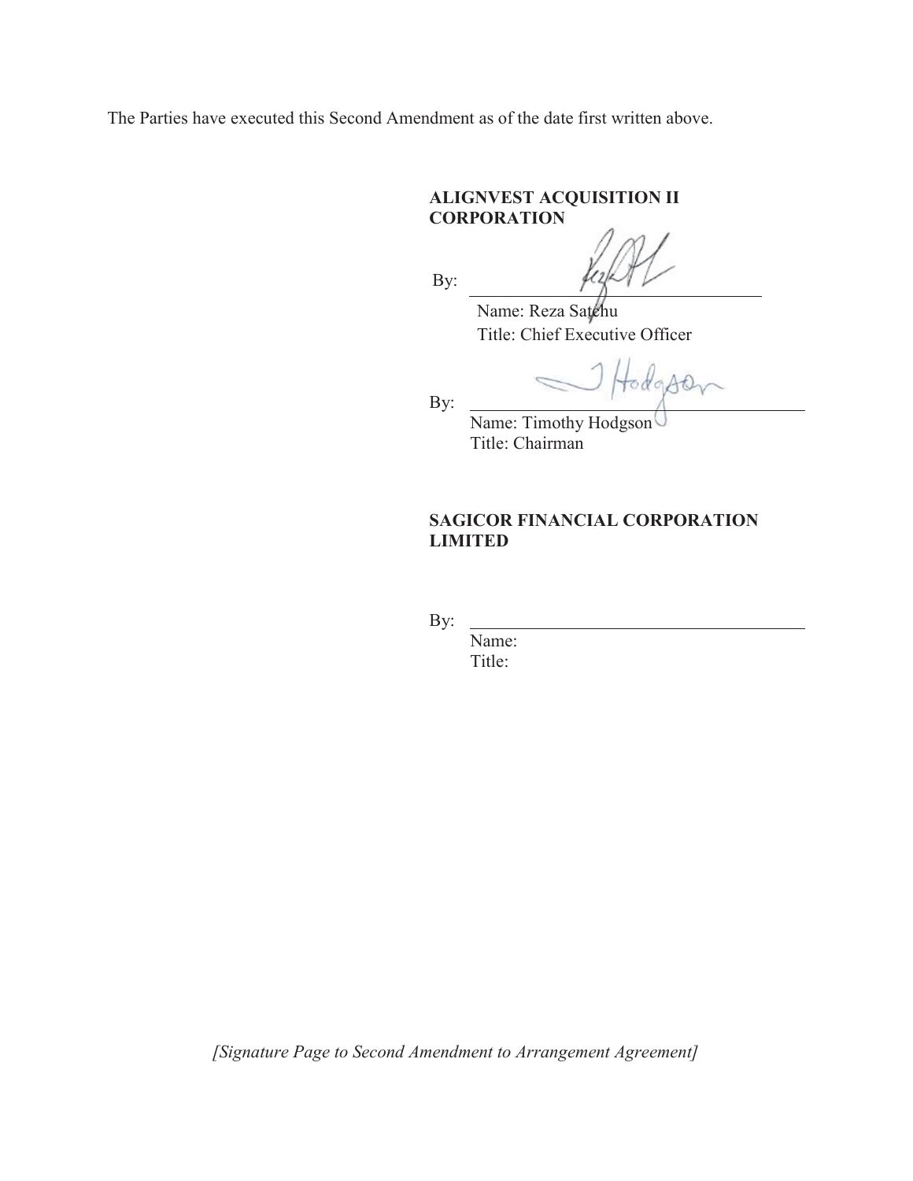The Parties have executed this Second Amendment as of the date first written above.

**ALIGNVEST ACQUISITION II CORPORATION**

By: \_\_\_\_\_\_\_\_\_\_\_\_\_\_\_\_\_\_\_\_\_\_\_\_\_\_\_\_\_\_\_\_
Name: Reza Satchu
Title: Chief Executive Officer

By: \_\_\_\_\_\_\_\_\_\_\_\_\_\_\_\_\_\_\_\_\_\_\_\_\_\_\_\_\_\_\_\_
Name: Timothy Hodgson
Title: Chairman

**SAGICOR FINANCIAL CORPORATION LIMITED**

By: \_\_\_\_\_\_\_\_\_\_\_\_\_\_\_\_\_\_\_\_\_\_\_\_\_\_\_\_\_\_\_\_
Name:
Title:

*[Signature Page to Second Amendment to Arrangement Agreement]*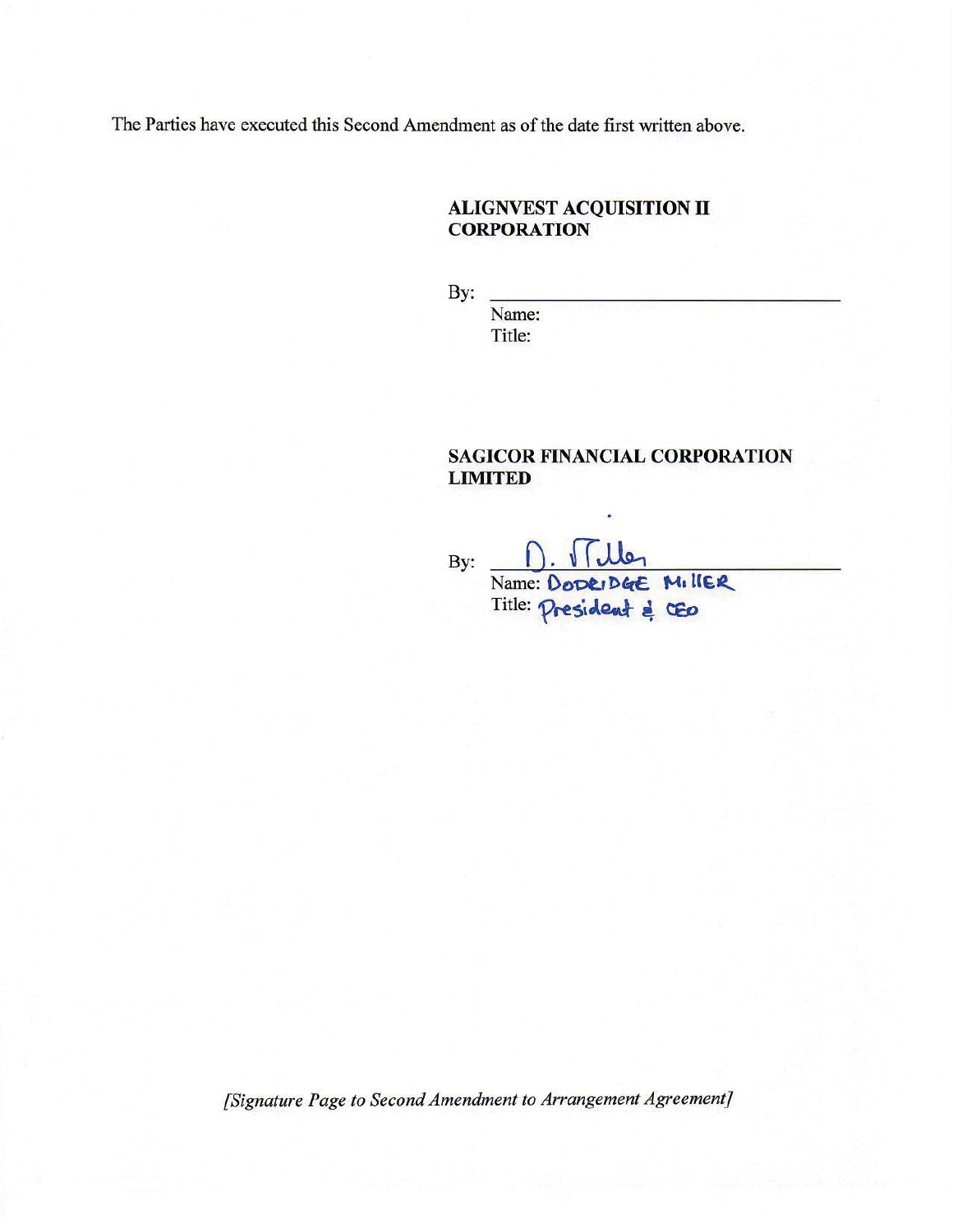The Parties have executed this Second Amendment as of the date first written above.

**ALIGNVEST ACQUISITION II CORPORATION**

By: \_\_\_\_\_\_\_\_\_\_\_\_\_\_\_\_\_\_\_\_\_\_\_\_\_\_\_\_\_\_\_\_

Name:

Title:

**SAGICOR FINANCIAL CORPORATION LIMITED**

By: D. Miller

Name: DODRIDGE MILLER

Title: President & CEO

*[Signature Page to Second Amendment to Arrangement Agreement]*